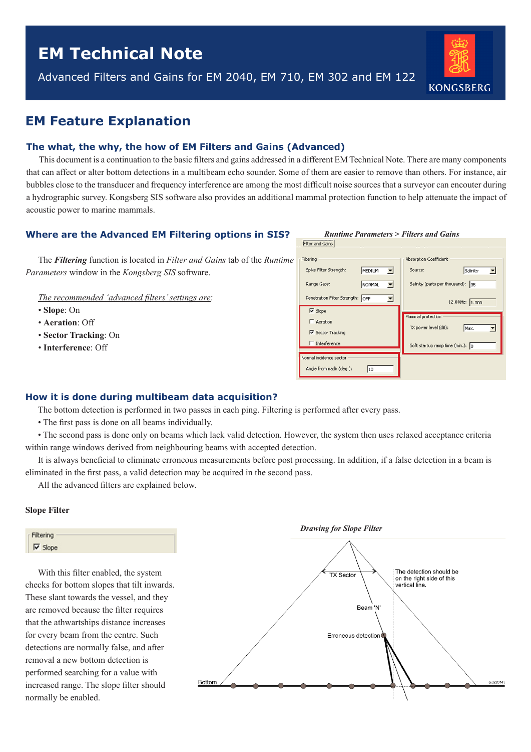# EM Technical Note

Advanced Filters and Gains for EM 2040, EM 710, EM 302 and EM 122

## EM Feature Explanation

### The what, the why, the how of EM Filters and Gains (Advanced)

This document is a continuation to the basic filters and gains addressed in a different EM Technical Note. There are many components that can affect or alter bottom detections in a multibeam echo sounder. Some of them are easier to remove than others. For instance, air bubbles close to the transducer and frequency interference are among the most difficult noise sources that a surveyor can encounter during a hydrographic survey. Kongsberg SIS software also provides an additional mammal protection function to help attenuate the impact of acoustic power to marine mammals.

### Where are the Advanced EM Filtering options in SIS?

The ***Filtering*** function is located in *Filter and Gains* tab of the *Runtime Parameters* window in the *Kongsberg SIS* software.

*The recommended 'advanced filters' settings are*:

- **Slope**: On
- **Aeration**: Off
- **Sector Tracking**: On
- **Interference**: Off

***Runtime Parameters > Filters and Gains***

### How it is done during multibeam data acquisition?

The bottom detection is performed in two passes in each ping. Filtering is performed after every pass.

- The first pass is done on all beams individually.
- The second pass is done only on beams which lack valid detection. However, the system then uses relaxed acceptance criteria within range windows derived from neighbouring beams with accepted detection.

It is always beneficial to eliminate erroneous measurements before post processing. In addition, if a false detection in a beam is eliminated in the first pass, a valid detection may be acquired in the second pass.

All the advanced filters are explained below.

#### Slope Filter

With this filter enabled, the system checks for bottom slopes that tilt inwards. These slant towards the vessel, and they are removed because the filter requires that the athwartships distance increases for every beam from the centre. Such detections are normally false, and after removal a new bottom detection is performed searching for a value with increased range. The slope filter should normally be enabled.

***Drawing for Slope Filter***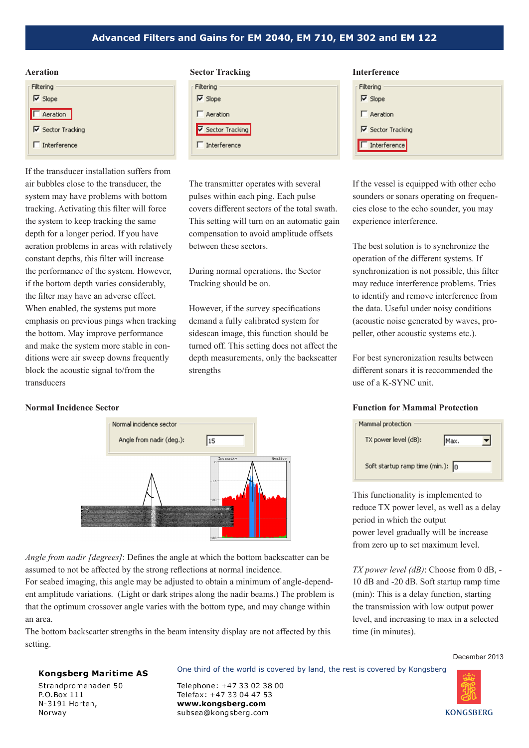## Advanced Filters and Gains for EM 2040, EM 710, EM 302 and EM 122

### Aeration

Filtering
- ☑ Slope
- ☐ Aeration
- ☑ Sector Tracking
- ☐ Interference

If the transducer installation suffers from air bubbles close to the transducer, the system may have problems with bottom tracking. Activating this filter will force the system to keep tracking the same depth for a longer period. If you have aeration problems in areas with relatively constant depths, this filter will increase the performance of the system. However, if the bottom depth varies considerably, the filter may have an adverse effect. When enabled, the systems put more emphasis on previous pings when tracking the bottom. May improve performance and make the system more stable in conditions were air sweep downs frequently block the acoustic signal to/from the transducers

### Sector Tracking

Filtering
- ☑ Slope
- ☐ Aeration
- ☑ Sector Tracking
- ☐ Interference

The transmitter operates with several pulses within each ping. Each pulse covers different sectors of the total swath. This setting will turn on an automatic gain compensation to avoid amplitude offsets between these sectors.

During normal operations, the Sector Tracking should be on.

However, if the survey specifications demand a fully calibrated system for sidescan image, this function should be turned off. This setting does not affect the depth measurements, only the backscatter strengths

### Interference

Filtering
- ☑ Slope
- ☐ Aeration
- ☑ Sector Tracking
- ☐ Interference

If the vessel is equipped with other echo sounders or sonars operating on frequencies close to the echo sounder, you may experience interference.

The best solution is to synchronize the operation of the different systems. If synchronization is not possible, this filter may reduce interference problems. Tries to identify and remove interference from the data. Useful under noisy conditions (acoustic noise generated by waves, propeller, other acoustic systems etc.).

For best syncronization results between different sonars it is reccommended the use of a K-SYNC unit.

### Normal Incidence Sector

Normal incidence sector

Angle from nadir (deg.): 15

Intensity
Quality
0
-15
-30
-60

*Angle from nadir [degrees]*: Defines the angle at which the bottom backscatter can be assumed to not be affected by the strong reflections at normal incidence.
For seabed imaging, this angle may be adjusted to obtain a minimum of angle-dependent amplitude variations. (Light or dark stripes along the nadir beams.) The problem is that the optimum crossover angle varies with the bottom type, and may change within an area.
The bottom backscatter strengths in the beam intensity display are not affected by this setting.

### Function for Mammal Protection

Mammal protection

TX power level (dB): Max.

Soft startup ramp time (min.): 0

This functionality is implemented to reduce TX power level, as well as a delay period in which the output
power level gradually will be increase from zero up to set maximum level.

*TX power level (dB)*: Choose from 0 dB, -10 dB and -20 dB. Soft startup ramp time (min): This is a delay function, starting the transmission with low output power level, and increasing to max in a selected time (in minutes).

December 2013

**Kongsberg Maritime AS**
Strandpromenaden 50
P.O.Box 111
N-3191 Horten,
Norway

One third of the world is covered by land, the rest is covered by Kongsberg

Telephone: +47 33 02 38 00
Telefax: +47 33 04 47 53
**www.kongsberg.com**
subsea@kongsberg.com

KONGSBERG